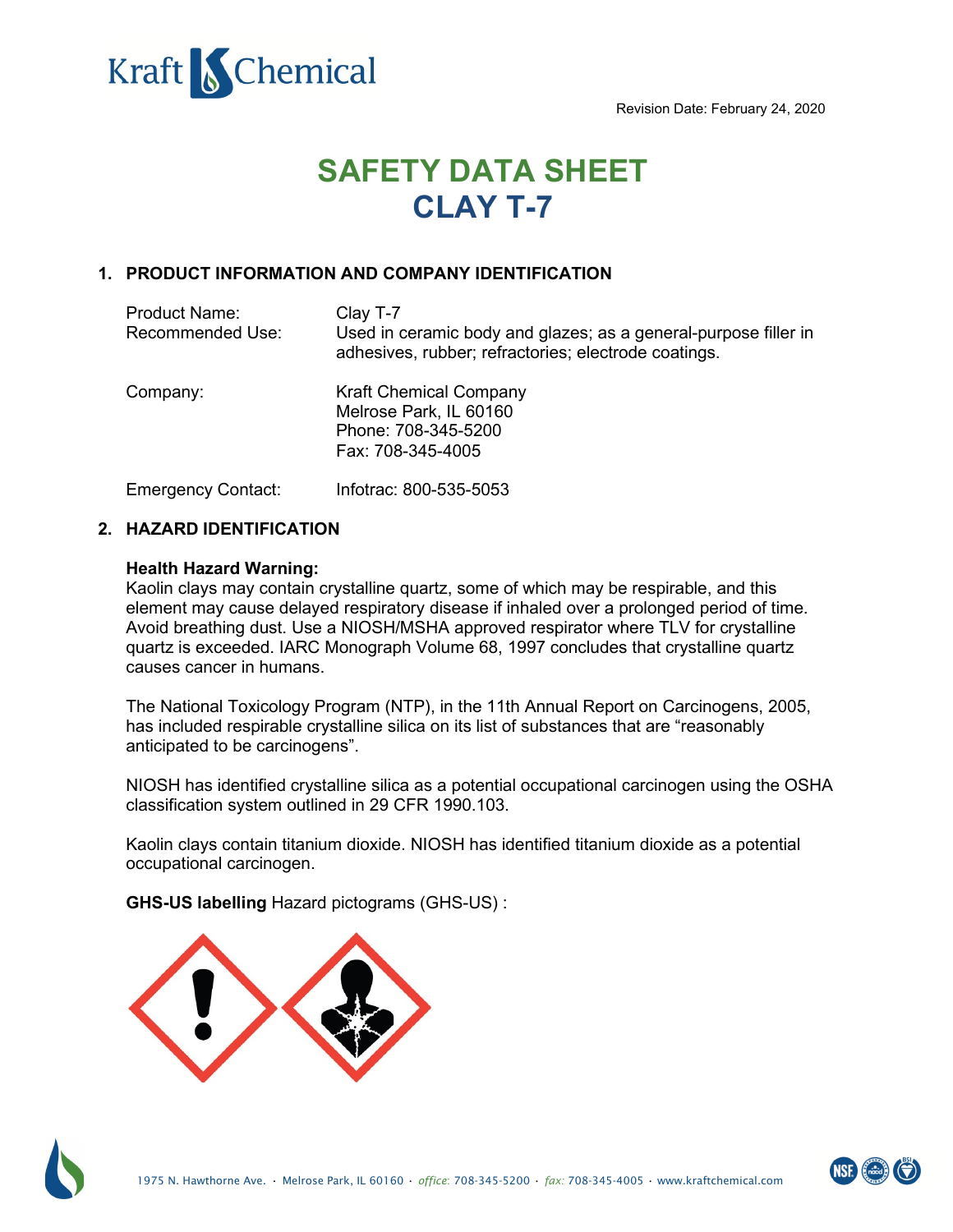Revision Date: February 24, 2020

# SAFETY DATA SHEET
# CLAY T-7

## 1. PRODUCT INFORMATION AND COMPANY IDENTIFICATION

| | |
|---|---|
| Product Name: | Clay T-7 |
| Recommended Use: | Used in ceramic body and glazes; as a general-purpose filler in adhesives, rubber; refractories; electrode coatings. |
| Company: | Kraft Chemical Company<br>Melrose Park, IL 60160<br>Phone: 708-345-5200<br>Fax: 708-345-4005 |
| Emergency Contact: | Infotrac: 800-535-5053 |

## 2. HAZARD IDENTIFICATION

**Health Hazard Warning:**
Kaolin clays may contain crystalline quartz, some of which may be respirable, and this element may cause delayed respiratory disease if inhaled over a prolonged period of time. Avoid breathing dust. Use a NIOSH/MSHA approved respirator where TLV for crystalline quartz is exceeded. IARC Monograph Volume 68, 1997 concludes that crystalline quartz causes cancer in humans.

The National Toxicology Program (NTP), in the 11th Annual Report on Carcinogens, 2005, has included respirable crystalline silica on its list of substances that are "reasonably anticipated to be carcinogens".

NIOSH has identified crystalline silica as a potential occupational carcinogen using the OSHA classification system outlined in 29 CFR 1990.103.

Kaolin clays contain titanium dioxide. NIOSH has identified titanium dioxide as a potential occupational carcinogen.

**GHS-US labelling** Hazard pictograms (GHS-US) :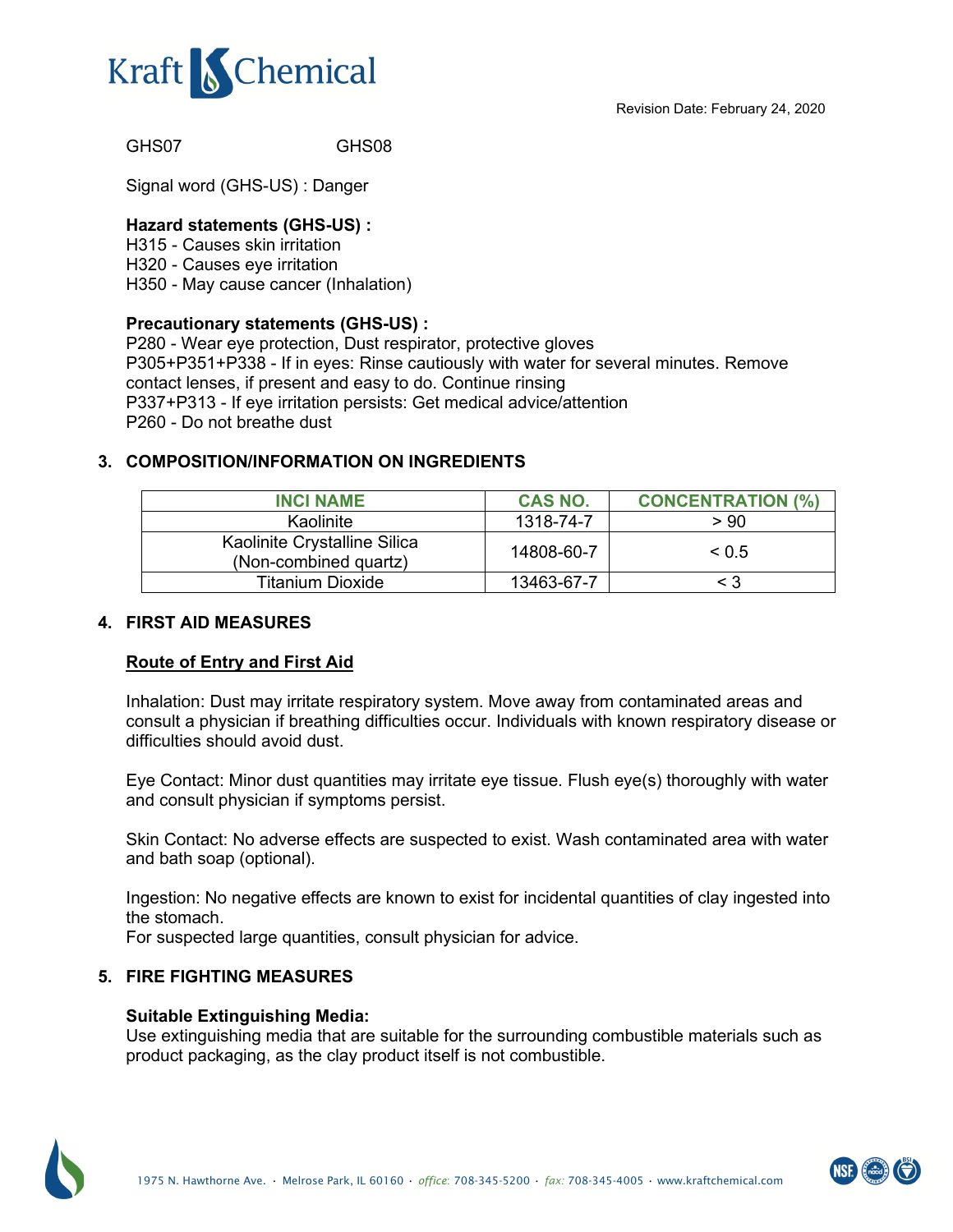GHS07 GHS08

Signal word (GHS-US) : Danger

**Hazard statements (GHS-US) :**

H315 - Causes skin irritation
H320 - Causes eye irritation
H350 - May cause cancer (Inhalation)

**Precautionary statements (GHS-US) :**

P280 - Wear eye protection, Dust respirator, protective gloves
P305+P351+P338 - If in eyes: Rinse cautiously with water for several minutes. Remove contact lenses, if present and easy to do. Continue rinsing
P337+P313 - If eye irritation persists: Get medical advice/attention
P260 - Do not breathe dust

## 3. COMPOSITION/INFORMATION ON INGREDIENTS

| INCI NAME | CAS NO. | CONCENTRATION (%) |
|---|---|---|
| Kaolinite | 1318-74-7 | > 90 |
| Kaolinite Crystalline Silica (Non-combined quartz) | 14808-60-7 | < 0.5 |
| Titanium Dioxide | 13463-67-7 | < 3 |

## 4. FIRST AID MEASURES

**Route of Entry and First Aid**

Inhalation: Dust may irritate respiratory system. Move away from contaminated areas and consult a physician if breathing difficulties occur. Individuals with known respiratory disease or difficulties should avoid dust.

Eye Contact: Minor dust quantities may irritate eye tissue. Flush eye(s) thoroughly with water and consult physician if symptoms persist.

Skin Contact: No adverse effects are suspected to exist. Wash contaminated area with water and bath soap (optional).

Ingestion: No negative effects are known to exist for incidental quantities of clay ingested into the stomach.
For suspected large quantities, consult physician for advice.

## 5. FIRE FIGHTING MEASURES

**Suitable Extinguishing Media:**

Use extinguishing media that are suitable for the surrounding combustible materials such as product packaging, as the clay product itself is not combustible.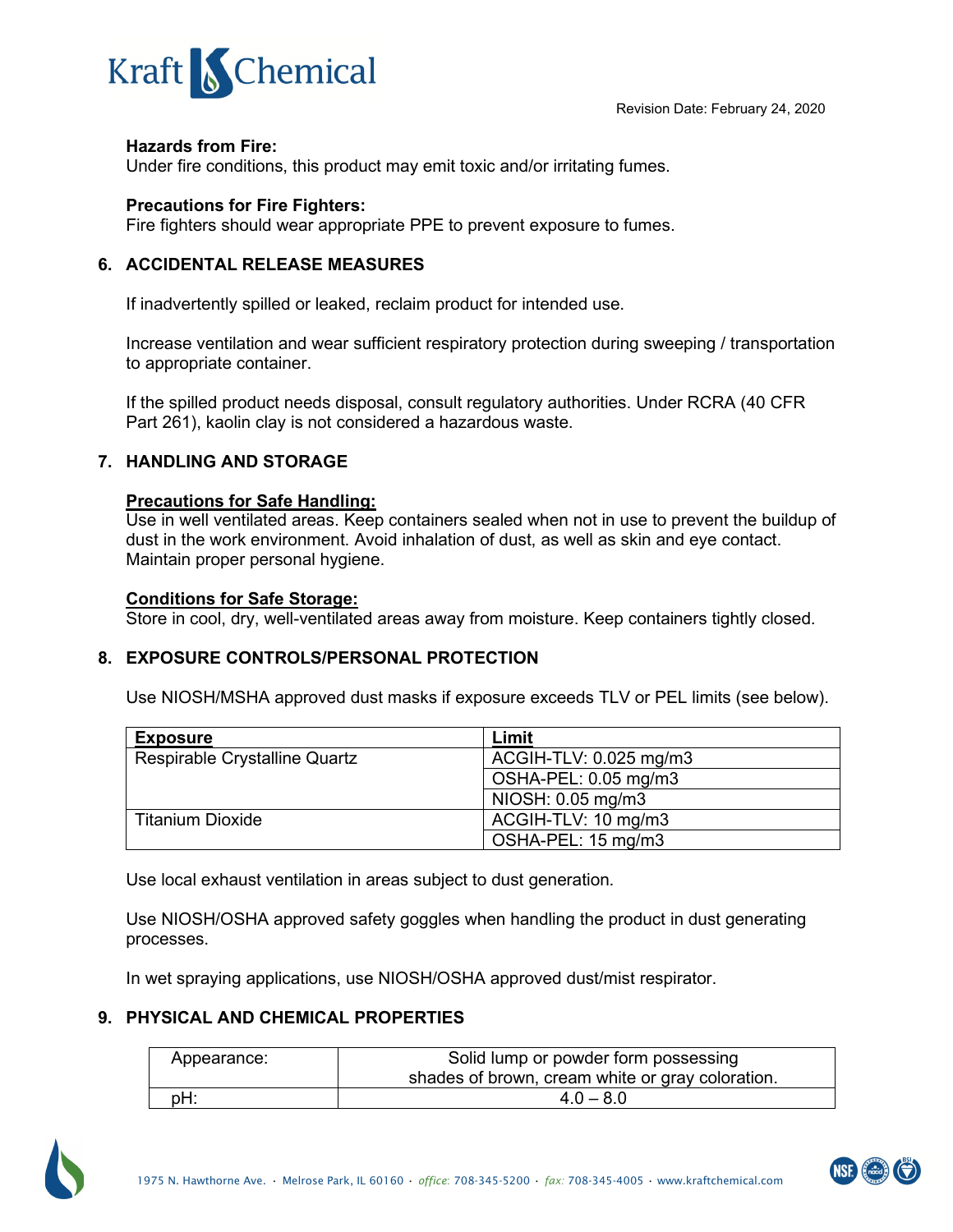**Hazards from Fire:**
Under fire conditions, this product may emit toxic and/or irritating fumes.

**Precautions for Fire Fighters:**
Fire fighters should wear appropriate PPE to prevent exposure to fumes.

## 6. ACCIDENTAL RELEASE MEASURES

If inadvertently spilled or leaked, reclaim product for intended use.

Increase ventilation and wear sufficient respiratory protection during sweeping / transportation to appropriate container.

If the spilled product needs disposal, consult regulatory authorities. Under RCRA (40 CFR Part 261), kaolin clay is not considered a hazardous waste.

## 7. HANDLING AND STORAGE

**Precautions for Safe Handling:**
Use in well ventilated areas. Keep containers sealed when not in use to prevent the buildup of dust in the work environment. Avoid inhalation of dust, as well as skin and eye contact. Maintain proper personal hygiene.

**Conditions for Safe Storage:**
Store in cool, dry, well-ventilated areas away from moisture. Keep containers tightly closed.

## 8. EXPOSURE CONTROLS/PERSONAL PROTECTION

Use NIOSH/MSHA approved dust masks if exposure exceeds TLV or PEL limits (see below).

| Exposure | Limit |
|---|---|
| Respirable Crystalline Quartz | ACGIH-TLV: 0.025 mg/m3 |
| | OSHA-PEL: 0.05 mg/m3 |
| | NIOSH: 0.05 mg/m3 |
| Titanium Dioxide | ACGIH-TLV: 10 mg/m3 |
| | OSHA-PEL: 15 mg/m3 |

Use local exhaust ventilation in areas subject to dust generation.

Use NIOSH/OSHA approved safety goggles when handling the product in dust generating processes.

In wet spraying applications, use NIOSH/OSHA approved dust/mist respirator.

## 9. PHYSICAL AND CHEMICAL PROPERTIES

| Appearance: | Solid lump or powder form possessing shades of brown, cream white or gray coloration. |
|---|---|
| pH: | 4.0 – 8.0 |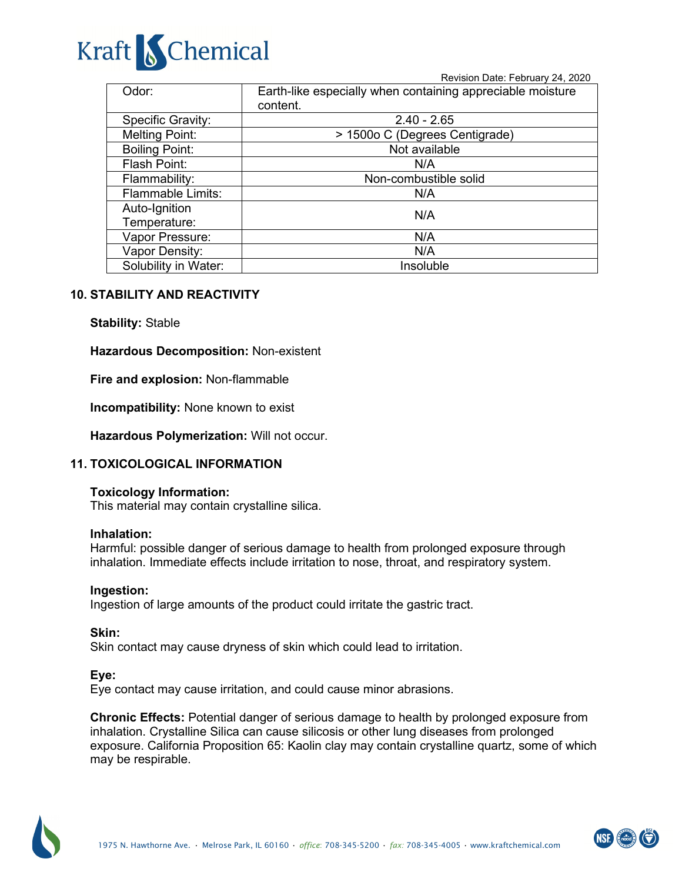Revision Date: February 24, 2020

| Odor: | Earth-like especially when containing appreciable moisture content. |
|---|---|
| Specific Gravity: | 2.40 - 2.65 |
| Melting Point: | > 1500o C (Degrees Centigrade) |
| Boiling Point: | Not available |
| Flash Point: | N/A |
| Flammability: | Non-combustible solid |
| Flammable Limits: | N/A |
| Auto-Ignition Temperature: | N/A |
| Vapor Pressure: | N/A |
| Vapor Density: | N/A |
| Solubility in Water: | Insoluble |

## 10. STABILITY AND REACTIVITY

**Stability:** Stable

**Hazardous Decomposition:** Non-existent

**Fire and explosion:** Non-flammable

**Incompatibility:** None known to exist

**Hazardous Polymerization:** Will not occur.

## 11. TOXICOLOGICAL INFORMATION

**Toxicology Information:**
This material may contain crystalline silica.

**Inhalation:**
Harmful: possible danger of serious damage to health from prolonged exposure through inhalation. Immediate effects include irritation to nose, throat, and respiratory system.

**Ingestion:**
Ingestion of large amounts of the product could irritate the gastric tract.

**Skin:**
Skin contact may cause dryness of skin which could lead to irritation.

**Eye:**
Eye contact may cause irritation, and could cause minor abrasions.

**Chronic Effects:** Potential danger of serious damage to health by prolonged exposure from inhalation. Crystalline Silica can cause silicosis or other lung diseases from prolonged exposure. California Proposition 65: Kaolin clay may contain crystalline quartz, some of which may be respirable.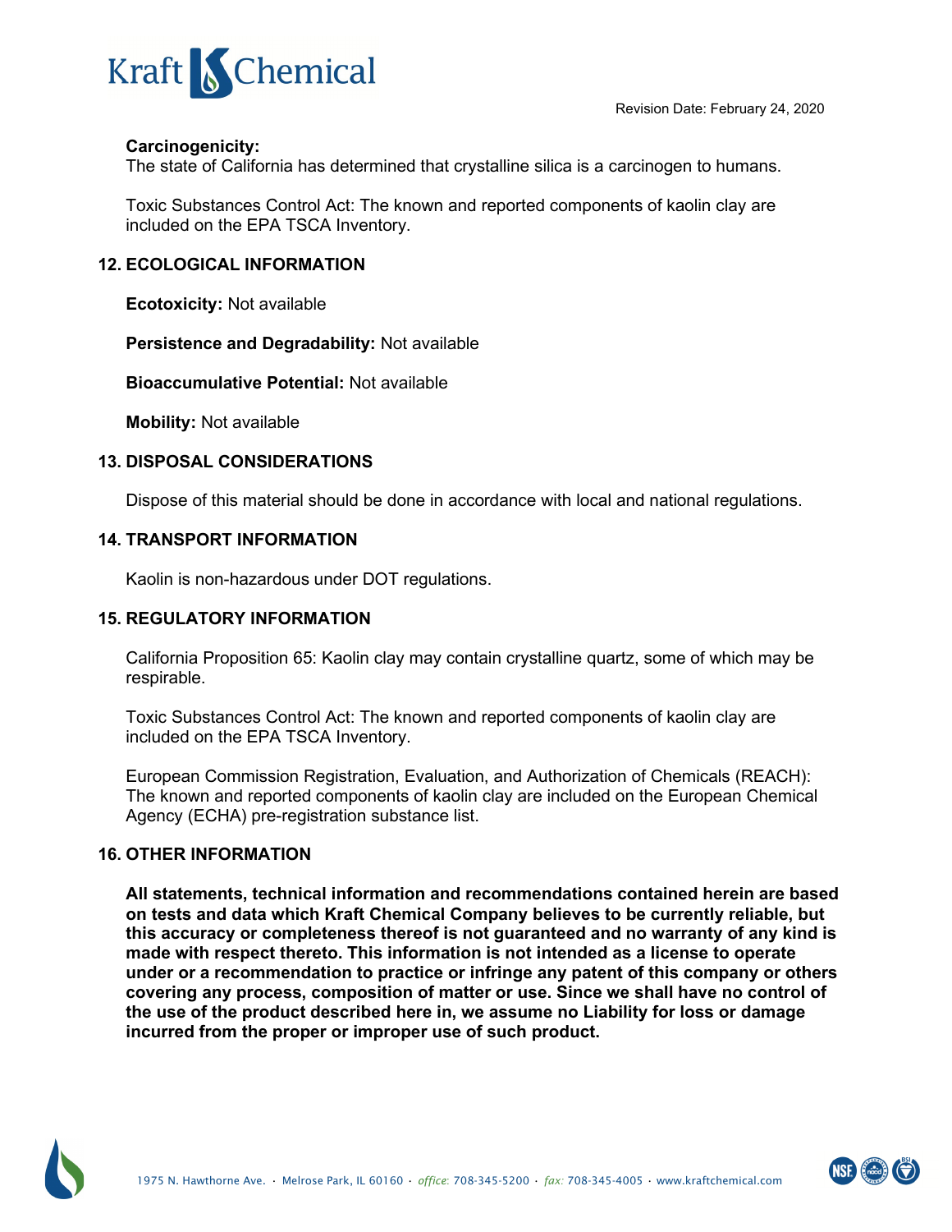**Carcinogenicity:**
The state of California has determined that crystalline silica is a carcinogen to humans.

Toxic Substances Control Act: The known and reported components of kaolin clay are included on the EPA TSCA Inventory.

## 12. ECOLOGICAL INFORMATION

**Ecotoxicity:** Not available

**Persistence and Degradability:** Not available

**Bioaccumulative Potential:** Not available

**Mobility:** Not available

## 13. DISPOSAL CONSIDERATIONS

Dispose of this material should be done in accordance with local and national regulations.

## 14. TRANSPORT INFORMATION

Kaolin is non-hazardous under DOT regulations.

## 15. REGULATORY INFORMATION

California Proposition 65: Kaolin clay may contain crystalline quartz, some of which may be respirable.

Toxic Substances Control Act: The known and reported components of kaolin clay are included on the EPA TSCA Inventory.

European Commission Registration, Evaluation, and Authorization of Chemicals (REACH): The known and reported components of kaolin clay are included on the European Chemical Agency (ECHA) pre-registration substance list.

## 16. OTHER INFORMATION

**All statements, technical information and recommendations contained herein are based on tests and data which Kraft Chemical Company believes to be currently reliable, but this accuracy or completeness thereof is not guaranteed and no warranty of any kind is made with respect thereto. This information is not intended as a license to operate under or a recommendation to practice or infringe any patent of this company or others covering any process, composition of matter or use. Since we shall have no control of the use of the product described here in, we assume no Liability for loss or damage incurred from the proper or improper use of such product.**